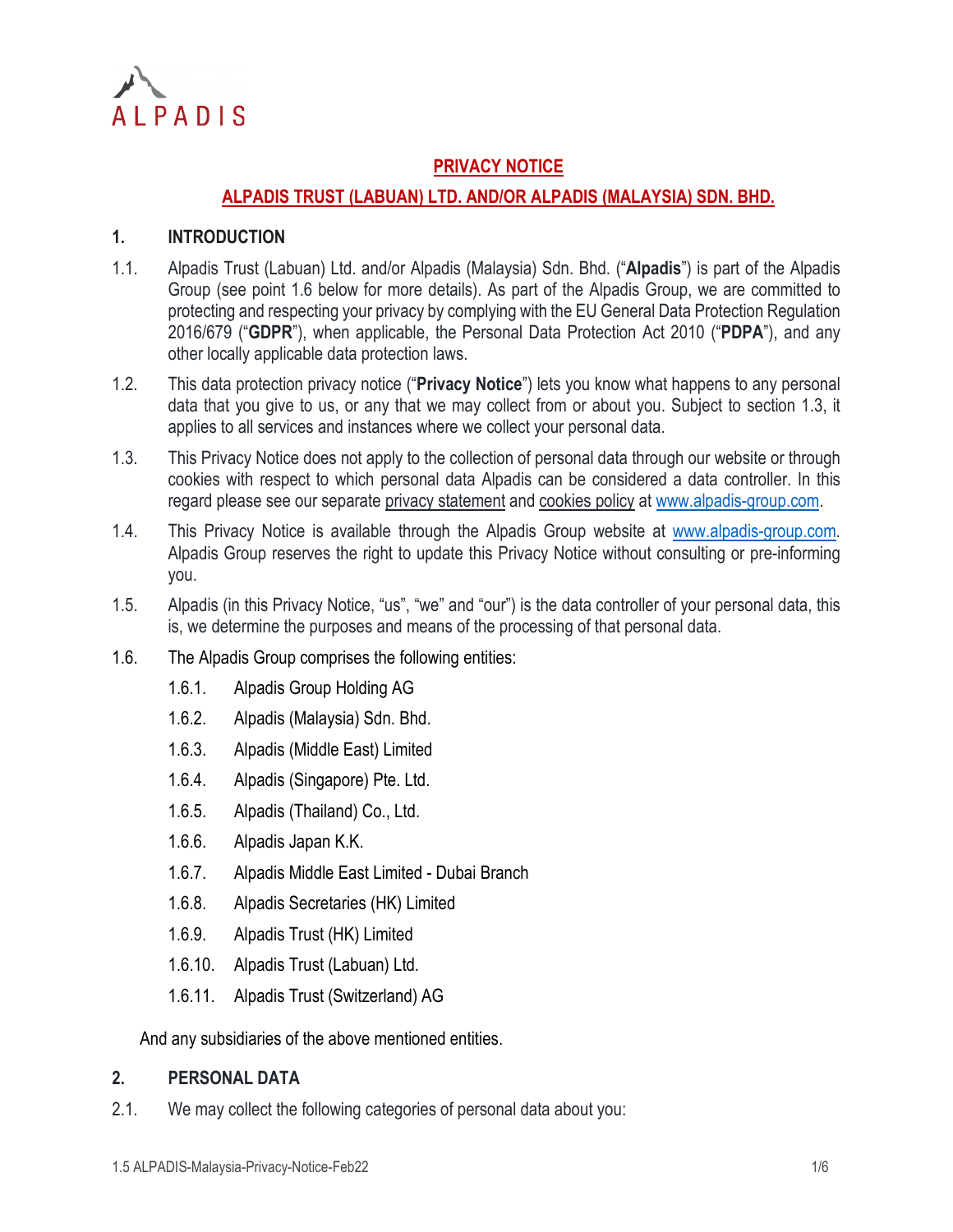ALPADIS

# PRIVACY NOTICE

## ALPADIS TRUST (LABUAN) LTD. AND/OR ALPADIS (MALAYSIA) SDN. BHD.

### 1. INTRODUCTION

1.1. Alpadis Trust (Labuan) Ltd. and/or Alpadis (Malaysia) Sdn. Bhd. ("**Alpadis**") is part of the Alpadis Group (see point 1.6 below for more details). As part of the Alpadis Group, we are committed to protecting and respecting your privacy by complying with the EU General Data Protection Regulation 2016/679 ("**GDPR**"), when applicable, the Personal Data Protection Act 2010 ("**PDPA**"), and any other locally applicable data protection laws.

1.2. This data protection privacy notice ("**Privacy Notice**") lets you know what happens to any personal data that you give to us, or any that we may collect from or about you. Subject to section 1.3, it applies to all services and instances where we collect your personal data.

1.3. This Privacy Notice does not apply to the collection of personal data through our website or through cookies with respect to which personal data Alpadis can be considered a data controller. In this regard please see our separate privacy statement and cookies policy at www.alpadis-group.com.

1.4. This Privacy Notice is available through the Alpadis Group website at www.alpadis-group.com. Alpadis Group reserves the right to update this Privacy Notice without consulting or pre-informing you.

1.5. Alpadis (in this Privacy Notice, "us", "we" and "our") is the data controller of your personal data, this is, we determine the purposes and means of the processing of that personal data.

1.6. The Alpadis Group comprises the following entities:

- 1.6.1. Alpadis Group Holding AG
- 1.6.2. Alpadis (Malaysia) Sdn. Bhd.
- 1.6.3. Alpadis (Middle East) Limited
- 1.6.4. Alpadis (Singapore) Pte. Ltd.
- 1.6.5. Alpadis (Thailand) Co., Ltd.
- 1.6.6. Alpadis Japan K.K.
- 1.6.7. Alpadis Middle East Limited - Dubai Branch
- 1.6.8. Alpadis Secretaries (HK) Limited
- 1.6.9. Alpadis Trust (HK) Limited
- 1.6.10. Alpadis Trust (Labuan) Ltd.
- 1.6.11. Alpadis Trust (Switzerland) AG

And any subsidiaries of the above mentioned entities.

### 2. PERSONAL DATA

2.1. We may collect the following categories of personal data about you: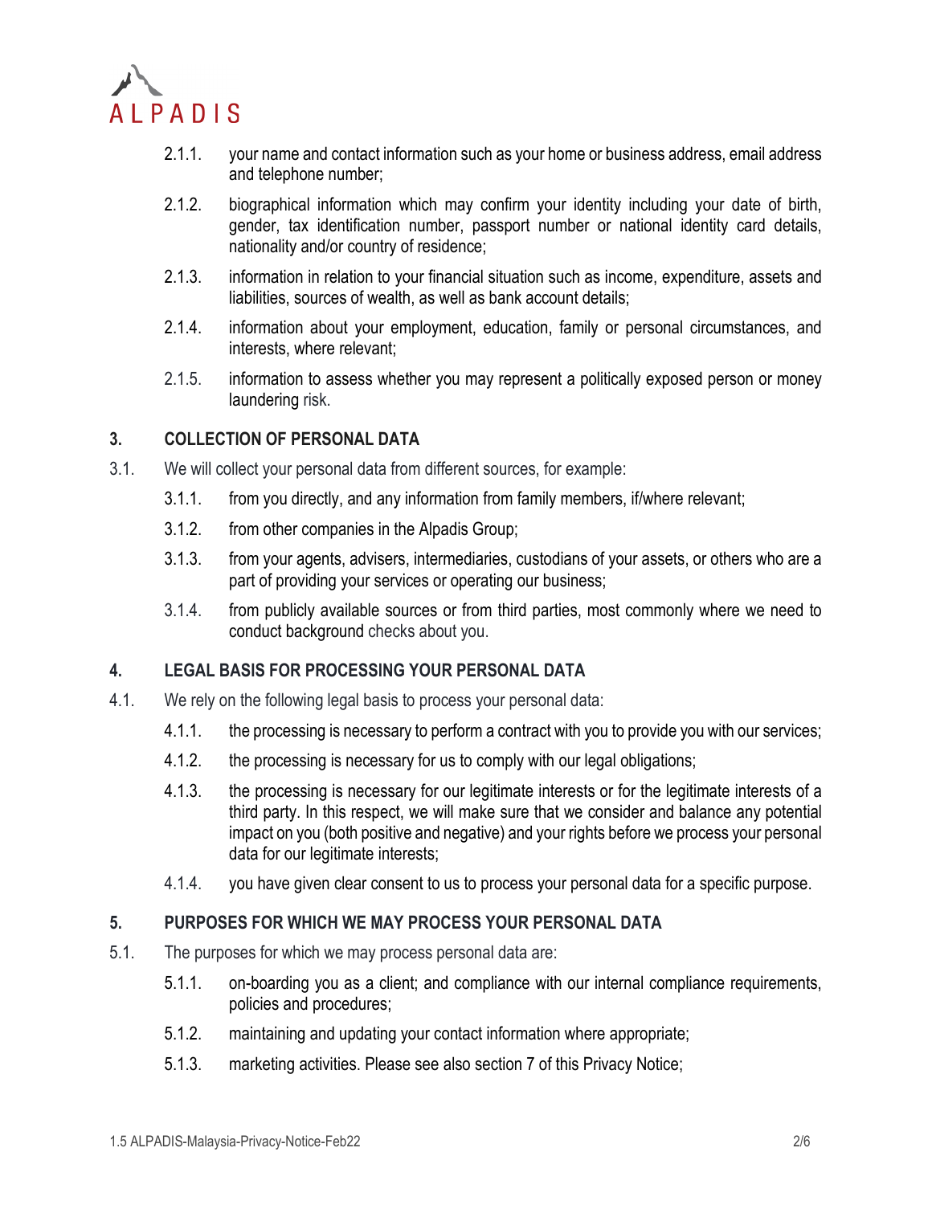2.1.1. your name and contact information such as your home or business address, email address and telephone number;

2.1.2. biographical information which may confirm your identity including your date of birth, gender, tax identification number, passport number or national identity card details, nationality and/or country of residence;

2.1.3. information in relation to your financial situation such as income, expenditure, assets and liabilities, sources of wealth, as well as bank account details;

2.1.4. information about your employment, education, family or personal circumstances, and interests, where relevant;

2.1.5. information to assess whether you may represent a politically exposed person or money laundering risk.

## 3. COLLECTION OF PERSONAL DATA

3.1. We will collect your personal data from different sources, for example:

3.1.1. from you directly, and any information from family members, if/where relevant;

3.1.2. from other companies in the Alpadis Group;

3.1.3. from your agents, advisers, intermediaries, custodians of your assets, or others who are a part of providing your services or operating our business;

3.1.4. from publicly available sources or from third parties, most commonly where we need to conduct background checks about you.

## 4. LEGAL BASIS FOR PROCESSING YOUR PERSONAL DATA

4.1. We rely on the following legal basis to process your personal data:

4.1.1. the processing is necessary to perform a contract with you to provide you with our services;

4.1.2. the processing is necessary for us to comply with our legal obligations;

4.1.3. the processing is necessary for our legitimate interests or for the legitimate interests of a third party. In this respect, we will make sure that we consider and balance any potential impact on you (both positive and negative) and your rights before we process your personal data for our legitimate interests;

4.1.4. you have given clear consent to us to process your personal data for a specific purpose.

## 5. PURPOSES FOR WHICH WE MAY PROCESS YOUR PERSONAL DATA

5.1. The purposes for which we may process personal data are:

5.1.1. on-boarding you as a client; and compliance with our internal compliance requirements, policies and procedures;

5.1.2. maintaining and updating your contact information where appropriate;

5.1.3. marketing activities. Please see also section 7 of this Privacy Notice;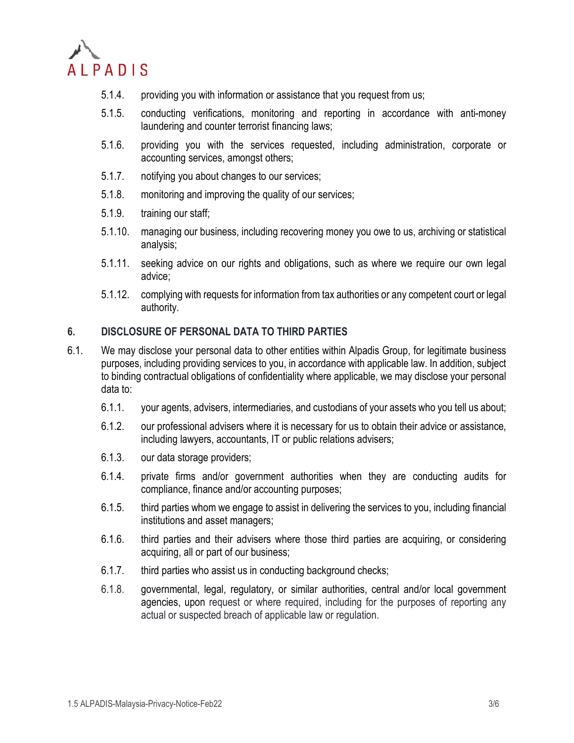5.1.4. providing you with information or assistance that you request from us;

5.1.5. conducting verifications, monitoring and reporting in accordance with anti-money laundering and counter terrorist financing laws;

5.1.6. providing you with the services requested, including administration, corporate or accounting services, amongst others;

5.1.7. notifying you about changes to our services;

5.1.8. monitoring and improving the quality of our services;

5.1.9. training our staff;

5.1.10. managing our business, including recovering money you owe to us, archiving or statistical analysis;

5.1.11. seeking advice on our rights and obligations, such as where we require our own legal advice;

5.1.12. complying with requests for information from tax authorities or any competent court or legal authority.

## 6. DISCLOSURE OF PERSONAL DATA TO THIRD PARTIES

6.1. We may disclose your personal data to other entities within Alpadis Group, for legitimate business purposes, including providing services to you, in accordance with applicable law. In addition, subject to binding contractual obligations of confidentiality where applicable, we may disclose your personal data to:

6.1.1. your agents, advisers, intermediaries, and custodians of your assets who you tell us about;

6.1.2. our professional advisers where it is necessary for us to obtain their advice or assistance, including lawyers, accountants, IT or public relations advisers;

6.1.3. our data storage providers;

6.1.4. private firms and/or government authorities when they are conducting audits for compliance, finance and/or accounting purposes;

6.1.5. third parties whom we engage to assist in delivering the services to you, including financial institutions and asset managers;

6.1.6. third parties and their advisers where those third parties are acquiring, or considering acquiring, all or part of our business;

6.1.7. third parties who assist us in conducting background checks;

6.1.8. governmental, legal, regulatory, or similar authorities, central and/or local government agencies, upon request or where required, including for the purposes of reporting any actual or suspected breach of applicable law or regulation.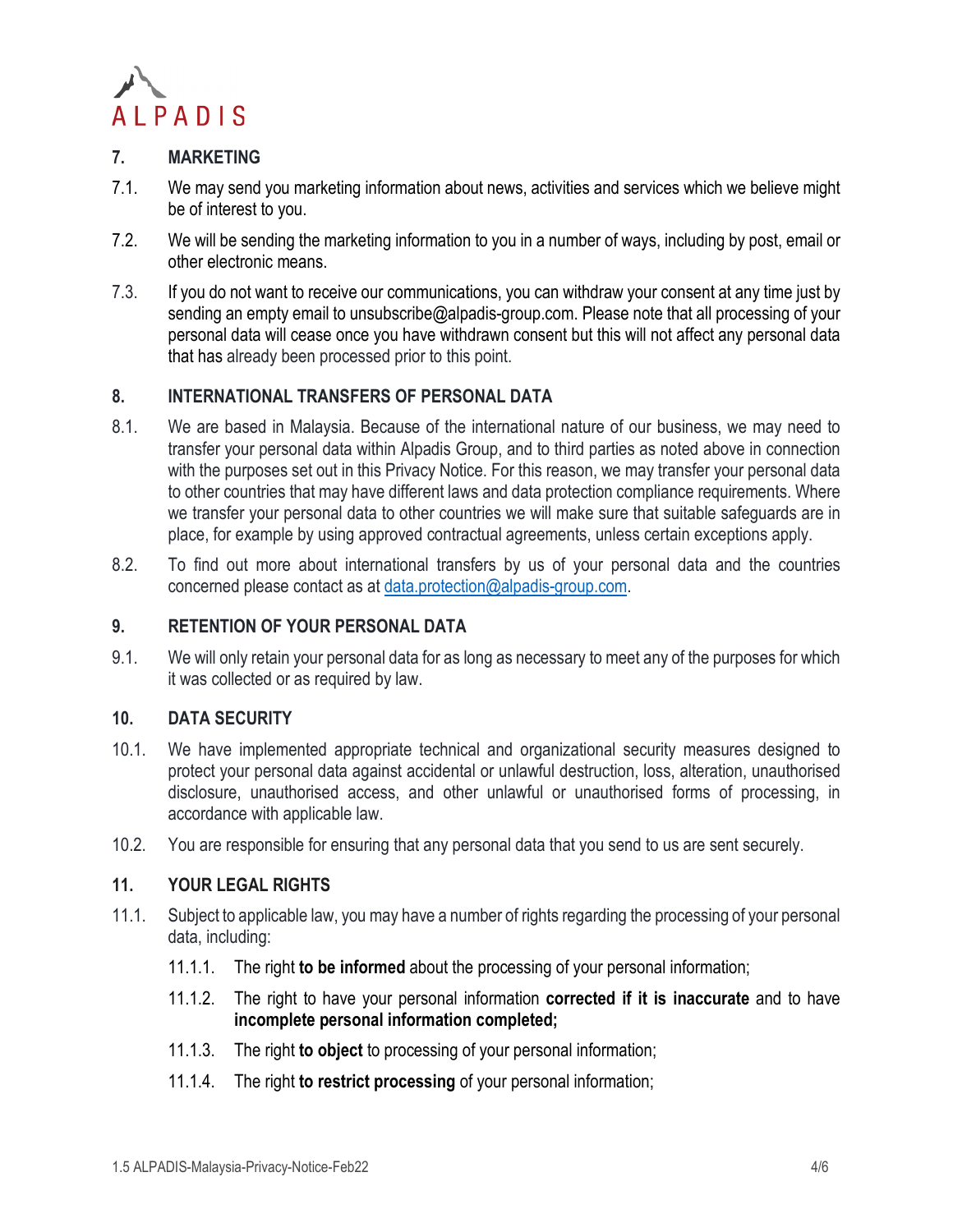## 7. MARKETING

7.1. We may send you marketing information about news, activities and services which we believe might be of interest to you.

7.2. We will be sending the marketing information to you in a number of ways, including by post, email or other electronic means.

7.3. If you do not want to receive our communications, you can withdraw your consent at any time just by sending an empty email to unsubscribe@alpadis-group.com. Please note that all processing of your personal data will cease once you have withdrawn consent but this will not affect any personal data that has already been processed prior to this point.

## 8. INTERNATIONAL TRANSFERS OF PERSONAL DATA

8.1. We are based in Malaysia. Because of the international nature of our business, we may need to transfer your personal data within Alpadis Group, and to third parties as noted above in connection with the purposes set out in this Privacy Notice. For this reason, we may transfer your personal data to other countries that may have different laws and data protection compliance requirements. Where we transfer your personal data to other countries we will make sure that suitable safeguards are in place, for example by using approved contractual agreements, unless certain exceptions apply.

8.2. To find out more about international transfers by us of your personal data and the countries concerned please contact as at data.protection@alpadis-group.com.

## 9. RETENTION OF YOUR PERSONAL DATA

9.1. We will only retain your personal data for as long as necessary to meet any of the purposes for which it was collected or as required by law.

## 10. DATA SECURITY

10.1. We have implemented appropriate technical and organizational security measures designed to protect your personal data against accidental or unlawful destruction, loss, alteration, unauthorised disclosure, unauthorised access, and other unlawful or unauthorised forms of processing, in accordance with applicable law.

10.2. You are responsible for ensuring that any personal data that you send to us are sent securely.

## 11. YOUR LEGAL RIGHTS

11.1. Subject to applicable law, you may have a number of rights regarding the processing of your personal data, including:

11.1.1. The right **to be informed** about the processing of your personal information;

11.1.2. The right to have your personal information **corrected if it is inaccurate** and to have **incomplete personal information completed;**

11.1.3. The right **to object** to processing of your personal information;

11.1.4. The right **to restrict processing** of your personal information;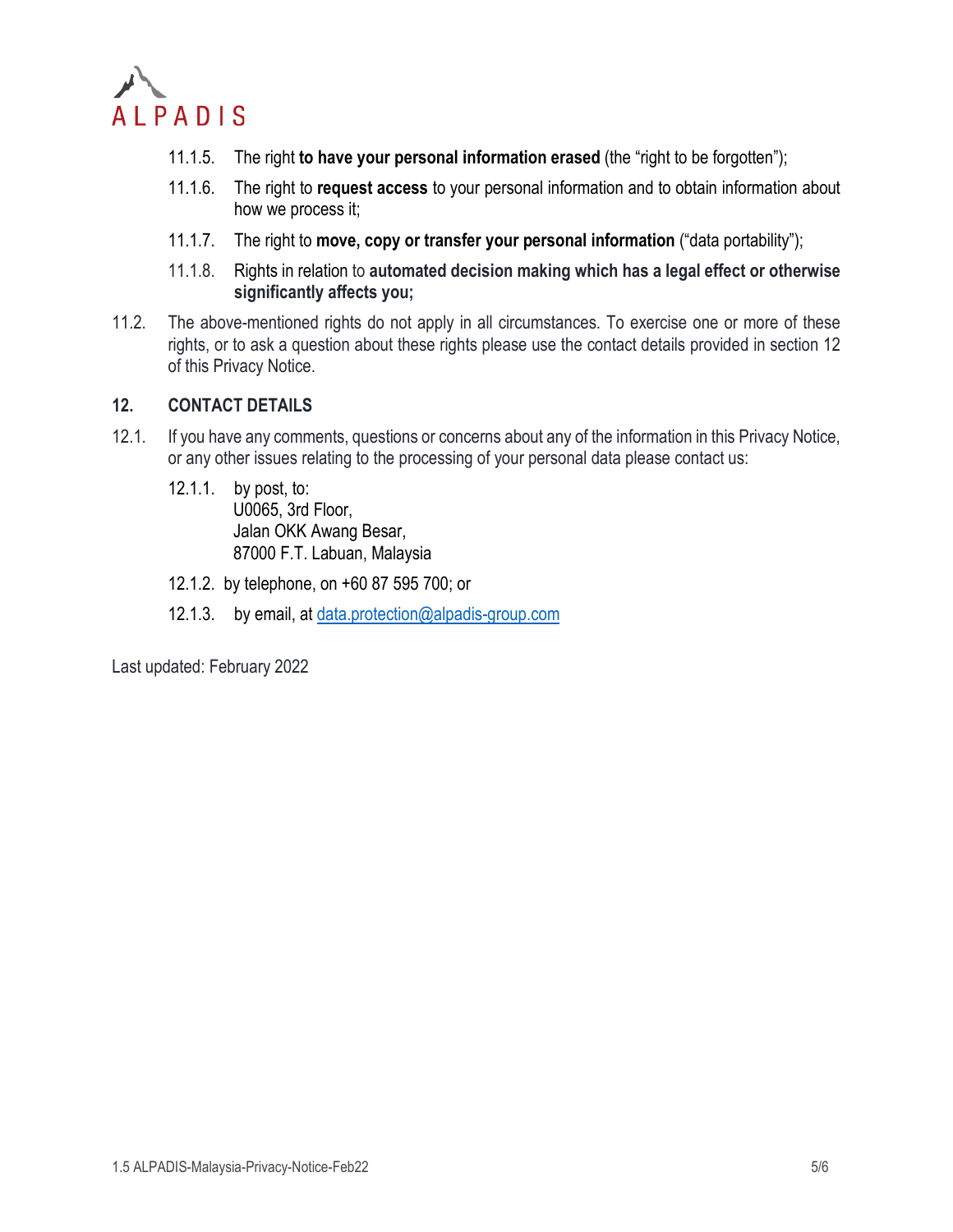11.1.5. The right **to have your personal information erased** (the "right to be forgotten");

11.1.6. The right to **request access** to your personal information and to obtain information about how we process it;

11.1.7. The right to **move, copy or transfer your personal information** ("data portability");

11.1.8. Rights in relation to **automated decision making which has a legal effect or otherwise significantly affects you;**

11.2. The above-mentioned rights do not apply in all circumstances. To exercise one or more of these rights, or to ask a question about these rights please use the contact details provided in section 12 of this Privacy Notice.

## 12. CONTACT DETAILS

12.1. If you have any comments, questions or concerns about any of the information in this Privacy Notice, or any other issues relating to the processing of your personal data please contact us:

12.1.1. by post, to:
U0065, 3rd Floor,
Jalan OKK Awang Besar,
87000 F.T. Labuan, Malaysia

12.1.2. by telephone, on +60 87 595 700; or

12.1.3. by email, at data.protection@alpadis-group.com

Last updated: February 2022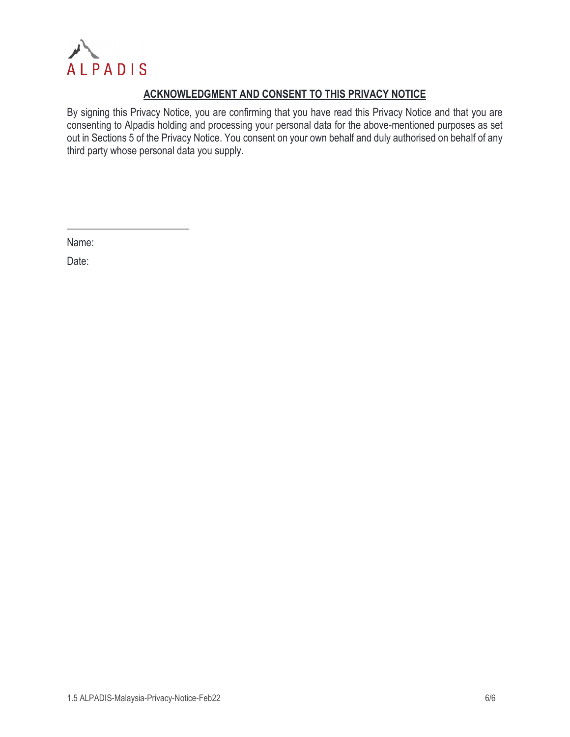ALPADIS

## ACKNOWLEDGMENT AND CONSENT TO THIS PRIVACY NOTICE

By signing this Privacy Notice, you are confirming that you have read this Privacy Notice and that you are consenting to Alpadis holding and processing your personal data for the above-mentioned purposes as set out in Sections 5 of the Privacy Notice. You consent on your own behalf and duly authorised on behalf of any third party whose personal data you supply.

\_\_\_\_\_\_\_\_\_\_\_\_\_\_\_\_\_\_\_\_\_\_\_\_

Name:

Date:

1.5 ALPADIS-Malaysia-Privacy-Notice-Feb22